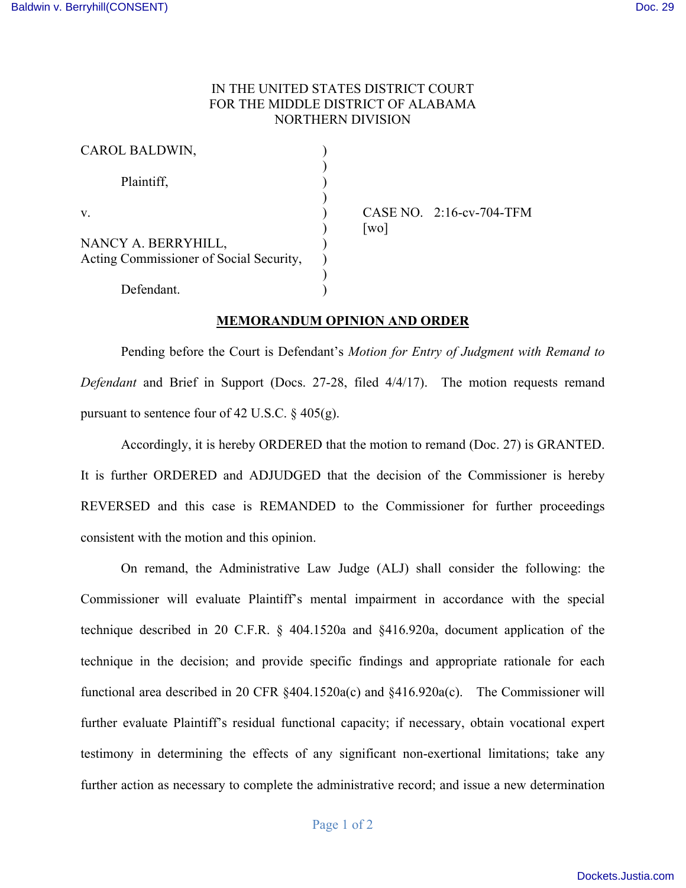IN THE UNITED STATES DISTRICT COURT
FOR THE MIDDLE DISTRICT OF ALABAMA
NORTHERN DIVISION

| | | |
|---|---|---|
| CAROL BALDWIN, | ) | |
| | ) | |
| Plaintiff, | ) | |
| | ) | |
| v. | ) | CASE NO. 2:16-cv-704-TFM |
| | ) | [wo] |
| NANCY A. BERRYHILL, | ) | |
| Acting Commissioner of Social Security, | ) | |
| | ) | |
| Defendant. | ) | |

**MEMORANDUM OPINION AND ORDER**

Pending before the Court is Defendant's *Motion for Entry of Judgment with Remand to Defendant* and Brief in Support (Docs. 27-28, filed 4/4/17). The motion requests remand pursuant to sentence four of 42 U.S.C. § 405(g).

Accordingly, it is hereby ORDERED that the motion to remand (Doc. 27) is GRANTED. It is further ORDERED and ADJUDGED that the decision of the Commissioner is hereby REVERSED and this case is REMANDED to the Commissioner for further proceedings consistent with the motion and this opinion.

On remand, the Administrative Law Judge (ALJ) shall consider the following: the Commissioner will evaluate Plaintiff's mental impairment in accordance with the special technique described in 20 C.F.R. § 404.1520a and §416.920a, document application of the technique in the decision; and provide specific findings and appropriate rationale for each functional area described in 20 CFR §404.1520a(c) and §416.920a(c). The Commissioner will further evaluate Plaintiff's residual functional capacity; if necessary, obtain vocational expert testimony in determining the effects of any significant non-exertional limitations; take any further action as necessary to complete the administrative record; and issue a new determination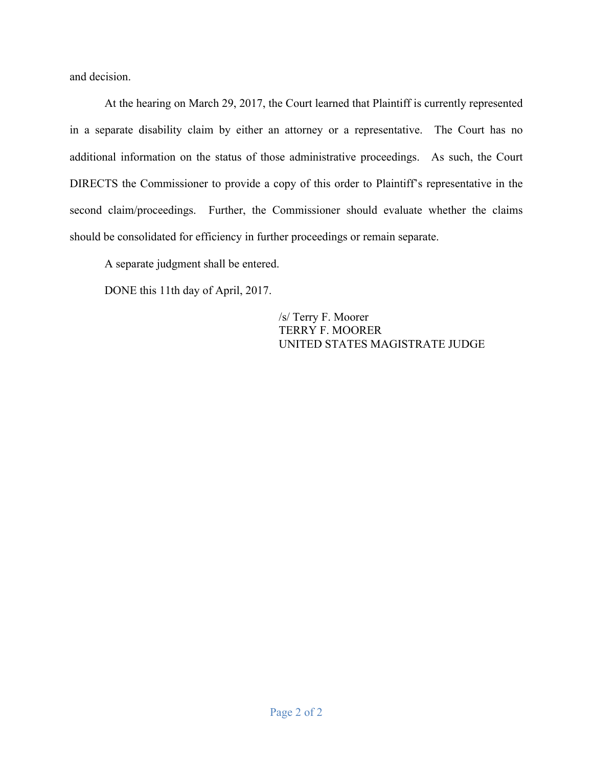and decision.

At the hearing on March 29, 2017, the Court learned that Plaintiff is currently represented in a separate disability claim by either an attorney or a representative. The Court has no additional information on the status of those administrative proceedings. As such, the Court DIRECTS the Commissioner to provide a copy of this order to Plaintiff's representative in the second claim/proceedings. Further, the Commissioner should evaluate whether the claims should be consolidated for efficiency in further proceedings or remain separate.

A separate judgment shall be entered.

DONE this 11th day of April, 2017.

/s/ Terry F. Moorer
TERRY F. MOORER
UNITED STATES MAGISTRATE JUDGE